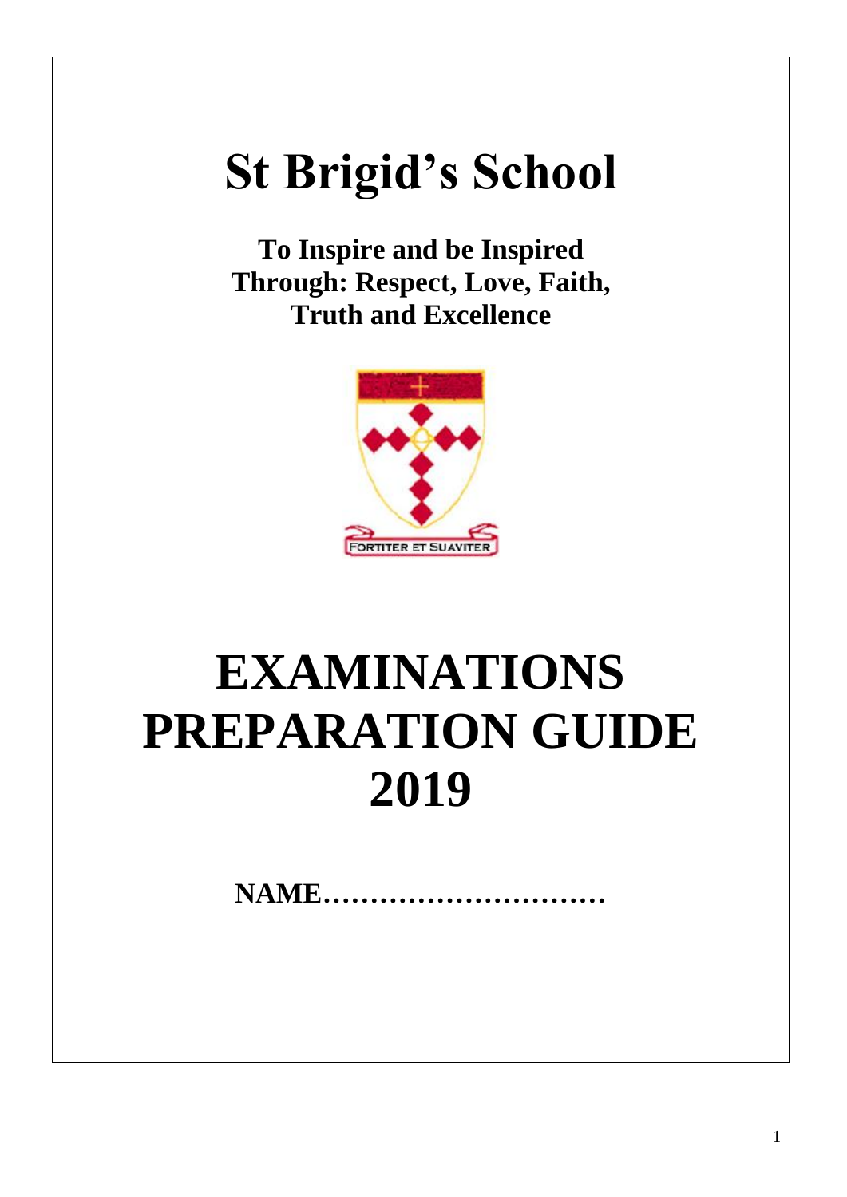# St Brigid's School

**To Inspire and be Inspired Through: Respect, Love, Faith, Truth and Excellence**

FORTITER ET SUAVITER

# EXAMINATIONS PREPARATION GUIDE 2019

**NAME…………………………**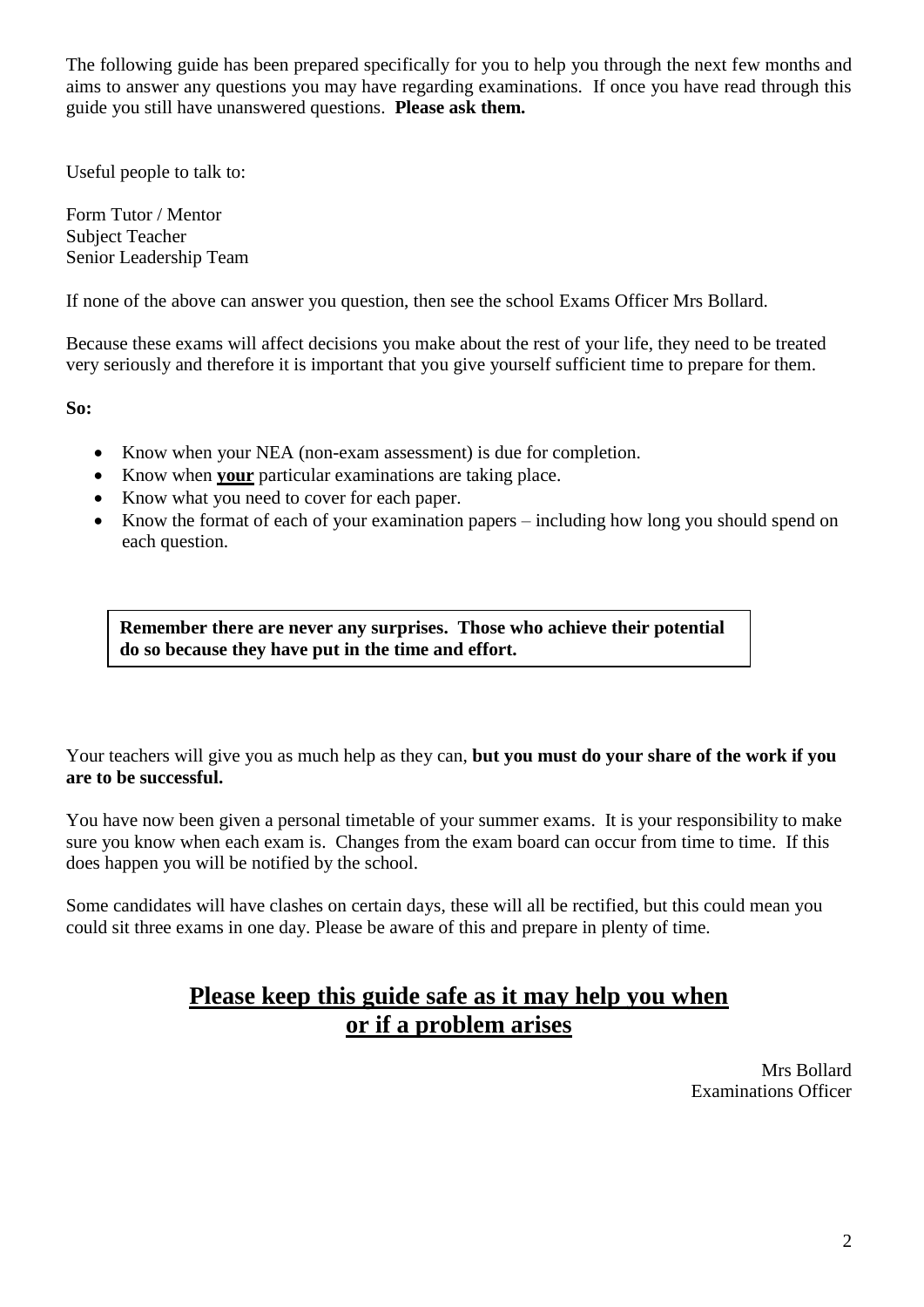The following guide has been prepared specifically for you to help you through the next few months and aims to answer any questions you may have regarding examinations. If once you have read through this guide you still have unanswered questions. **Please ask them.**

Useful people to talk to:

Form Tutor / Mentor
Subject Teacher
Senior Leadership Team

If none of the above can answer you question, then see the school Exams Officer Mrs Bollard.

Because these exams will affect decisions you make about the rest of your life, they need to be treated very seriously and therefore it is important that you give yourself sufficient time to prepare for them.

**So:**

- Know when your NEA (non-exam assessment) is due for completion.
- Know when **<u>your</u>** particular examinations are taking place.
- Know what you need to cover for each paper.
- Know the format of each of your examination papers – including how long you should spend on each question.

> **Remember there are never any surprises. Those who achieve their potential do so because they have put in the time and effort.**

Your teachers will give you as much help as they can, **but you must do your share of the work if you are to be successful.**

You have now been given a personal timetable of your summer exams. It is your responsibility to make sure you know when each exam is. Changes from the exam board can occur from time to time. If this does happen you will be notified by the school.

Some candidates will have clashes on certain days, these will all be rectified, but this could mean you could sit three exams in one day. Please be aware of this and prepare in plenty of time.

## <u>Please keep this guide safe as it may help you when or if a problem arises</u>

Mrs Bollard
Examinations Officer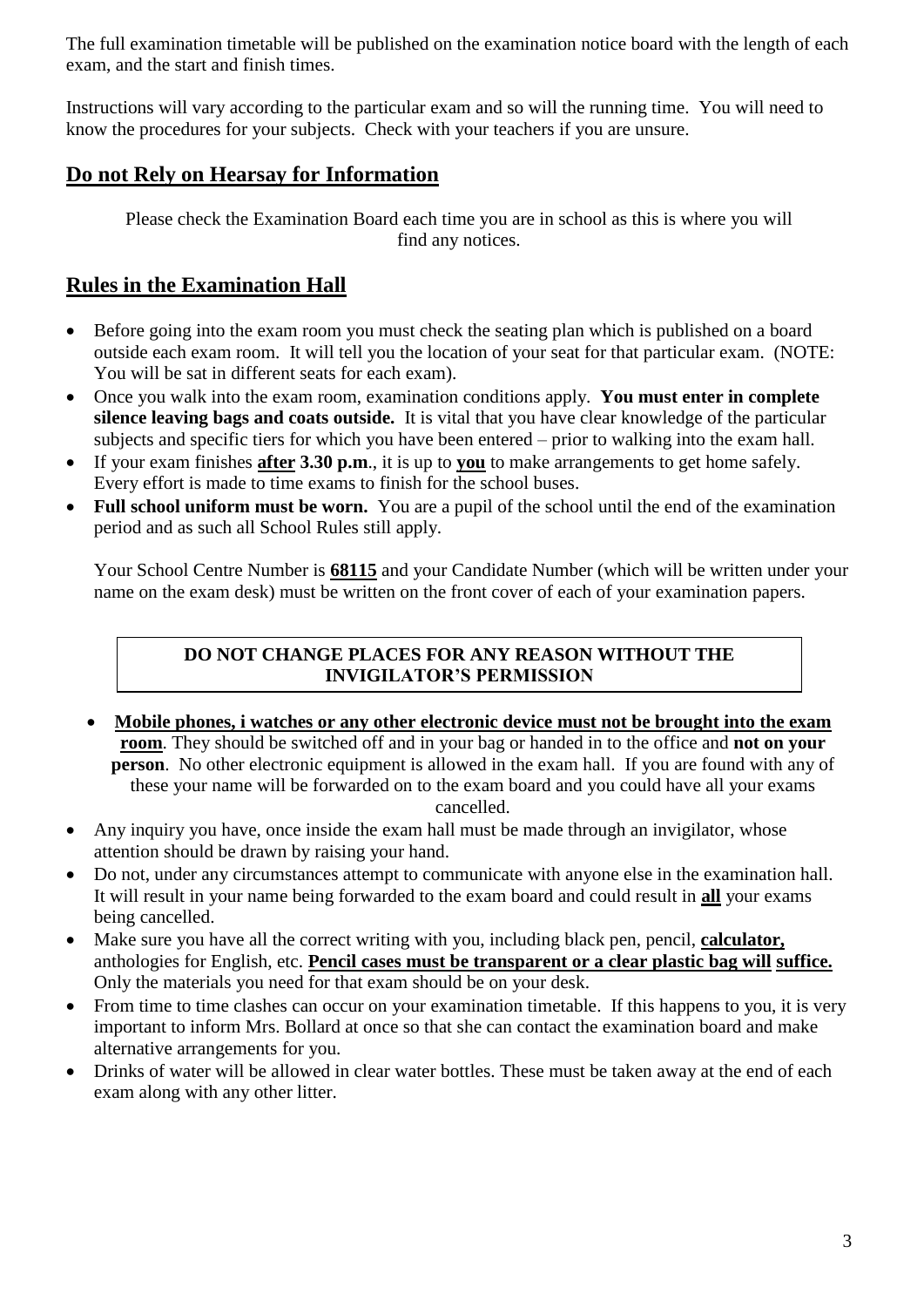The full examination timetable will be published on the examination notice board with the length of each exam, and the start and finish times.

Instructions will vary according to the particular exam and so will the running time. You will need to know the procedures for your subjects. Check with your teachers if you are unsure.

## Do not Rely on Hearsay for Information

Please check the Examination Board each time you are in school as this is where you will find any notices.

## Rules in the Examination Hall

- Before going into the exam room you must check the seating plan which is published on a board outside each exam room. It will tell you the location of your seat for that particular exam. (NOTE: You will be sat in different seats for each exam).
- Once you walk into the exam room, examination conditions apply. **You must enter in complete silence leaving bags and coats outside.** It is vital that you have clear knowledge of the particular subjects and specific tiers for which you have been entered – prior to walking into the exam hall.
- If your exam finishes **after 3.30 p.m**., it is up to **you** to make arrangements to get home safely. Every effort is made to time exams to finish for the school buses.
- **Full school uniform must be worn.** You are a pupil of the school until the end of the examination period and as such all School Rules still apply.

  Your School Centre Number is **68115** and your Candidate Number (which will be written under your name on the exam desk) must be written on the front cover of each of your examination papers.

**DO NOT CHANGE PLACES FOR ANY REASON WITHOUT THE INVIGILATOR'S PERMISSION**

- **Mobile phones, i watches or any other electronic device must not be brought into the exam room**. They should be switched off and in your bag or handed in to the office and **not on your person**. No other electronic equipment is allowed in the exam hall. If you are found with any of these your name will be forwarded on to the exam board and you could have all your exams cancelled.
- Any inquiry you have, once inside the exam hall must be made through an invigilator, whose attention should be drawn by raising your hand.
- Do not, under any circumstances attempt to communicate with anyone else in the examination hall. It will result in your name being forwarded to the exam board and could result in **all** your exams being cancelled.
- Make sure you have all the correct writing with you, including black pen, pencil, **calculator,** anthologies for English, etc. **Pencil cases must be transparent or a clear plastic bag will suffice.** Only the materials you need for that exam should be on your desk.
- From time to time clashes can occur on your examination timetable. If this happens to you, it is very important to inform Mrs. Bollard at once so that she can contact the examination board and make alternative arrangements for you.
- Drinks of water will be allowed in clear water bottles. These must be taken away at the end of each exam along with any other litter.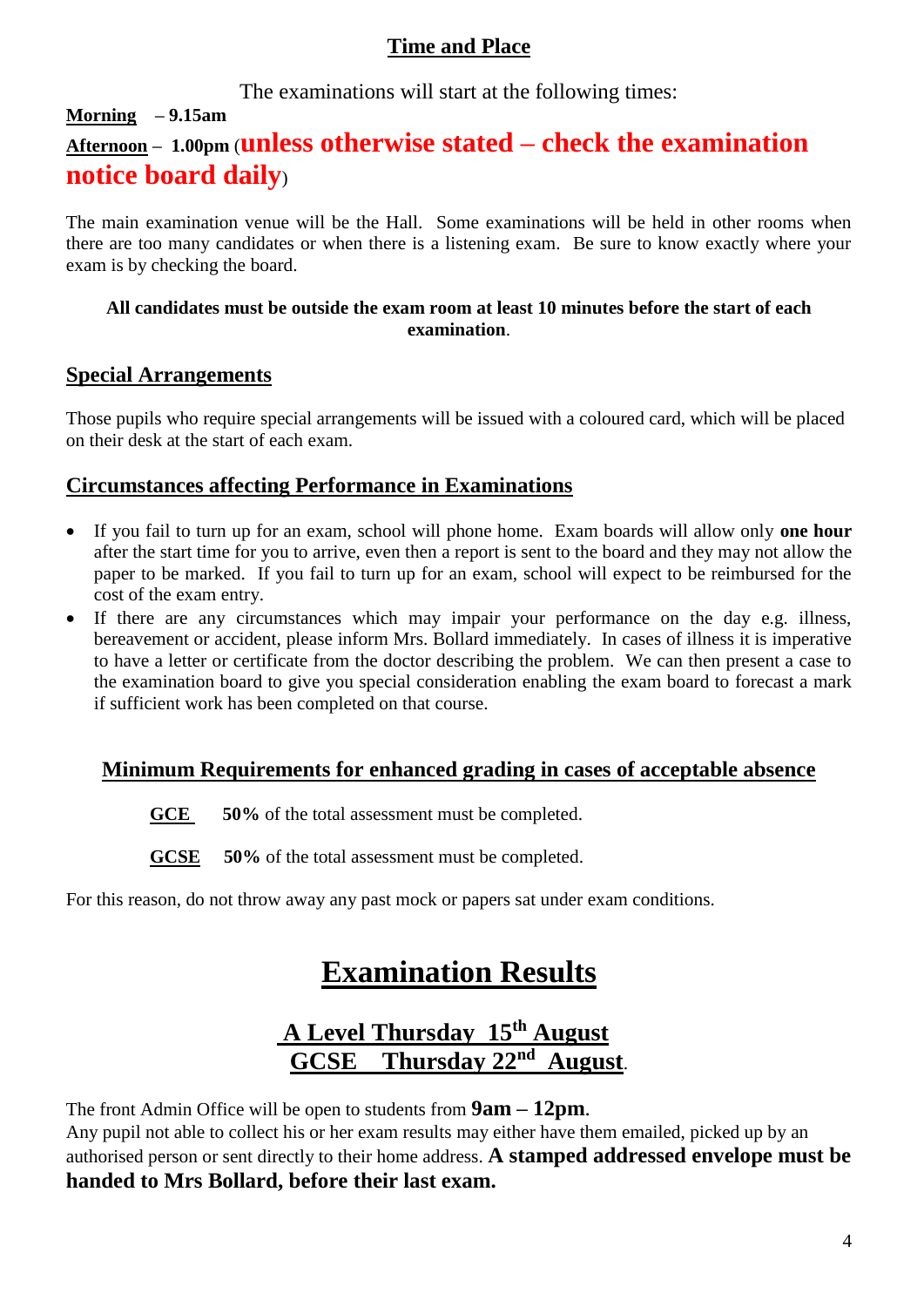## Time and Place

The examinations will start at the following times:

**Morning** – **9.15am**

**Afternoon** – **1.00pm** (**unless otherwise stated – check the examination notice board daily**)

The main examination venue will be the Hall. Some examinations will be held in other rooms when there are too many candidates or when there is a listening exam. Be sure to know exactly where your exam is by checking the board.

**All candidates must be outside the exam room at least 10 minutes before the start of each examination**.

## Special Arrangements

Those pupils who require special arrangements will be issued with a coloured card, which will be placed on their desk at the start of each exam.

## Circumstances affecting Performance in Examinations

- If you fail to turn up for an exam, school will phone home. Exam boards will allow only **one hour** after the start time for you to arrive, even then a report is sent to the board and they may not allow the paper to be marked. If you fail to turn up for an exam, school will expect to be reimbursed for the cost of the exam entry.
- If there are any circumstances which may impair your performance on the day e.g. illness, bereavement or accident, please inform Mrs. Bollard immediately. In cases of illness it is imperative to have a letter or certificate from the doctor describing the problem. We can then present a case to the examination board to give you special consideration enabling the exam board to forecast a mark if sufficient work has been completed on that course.

## Minimum Requirements for enhanced grading in cases of acceptable absence

**GCE** **50%** of the total assessment must be completed.

**GCSE** **50%** of the total assessment must be completed.

For this reason, do not throw away any past mock or papers sat under exam conditions.

# Examination Results

## A Level Thursday 15th August
## GCSE Thursday 22nd August.

The front Admin Office will be open to students from **9am – 12pm**.
Any pupil not able to collect his or her exam results may either have them emailed, picked up by an authorised person or sent directly to their home address. **A stamped addressed envelope must be handed to Mrs Bollard, before their last exam.**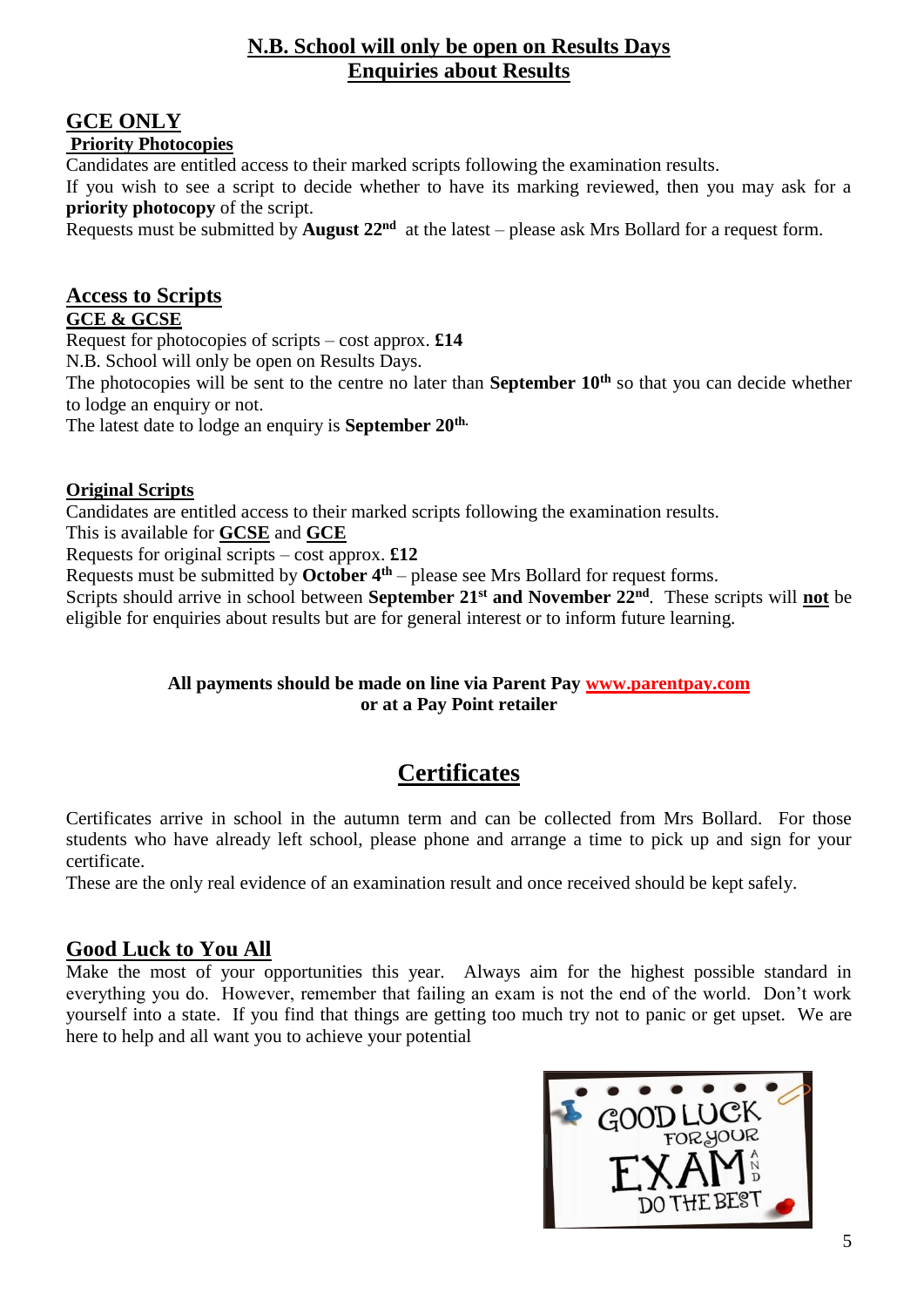## N.B. School will only be open on Results Days
## Enquiries about Results

### GCE ONLY

**Priority Photocopies**

Candidates are entitled access to their marked scripts following the examination results.

If you wish to see a script to decide whether to have its marking reviewed, then you may ask for a **priority photocopy** of the script.

Requests must be submitted by **August 22nd** at the latest – please ask Mrs Bollard for a request form.

### Access to Scripts

**GCE & GCSE**

Request for photocopies of scripts – cost approx. **£14**

N.B. School will only be open on Results Days.

The photocopies will be sent to the centre no later than **September 10th** so that you can decide whether to lodge an enquiry or not.

The latest date to lodge an enquiry is **September 20th.**

**Original Scripts**

Candidates are entitled access to their marked scripts following the examination results.

This is available for **GCSE** and **GCE**

Requests for original scripts – cost approx. **£12**

Requests must be submitted by **October 4th** – please see Mrs Bollard for request forms.

Scripts should arrive in school between **September 21st and November 22nd**. These scripts will **not** be eligible for enquiries about results but are for general interest or to inform future learning.

**All payments should be made on line via Parent Pay www.parentpay.com or at a Pay Point retailer**

## Certificates

Certificates arrive in school in the autumn term and can be collected from Mrs Bollard. For those students who have already left school, please phone and arrange a time to pick up and sign for your certificate.

These are the only real evidence of an examination result and once received should be kept safely.

### Good Luck to You All

Make the most of your opportunities this year. Always aim for the highest possible standard in everything you do. However, remember that failing an exam is not the end of the world. Don't work yourself into a state. If you find that things are getting too much try not to panic or get upset. We are here to help and all want you to achieve your potential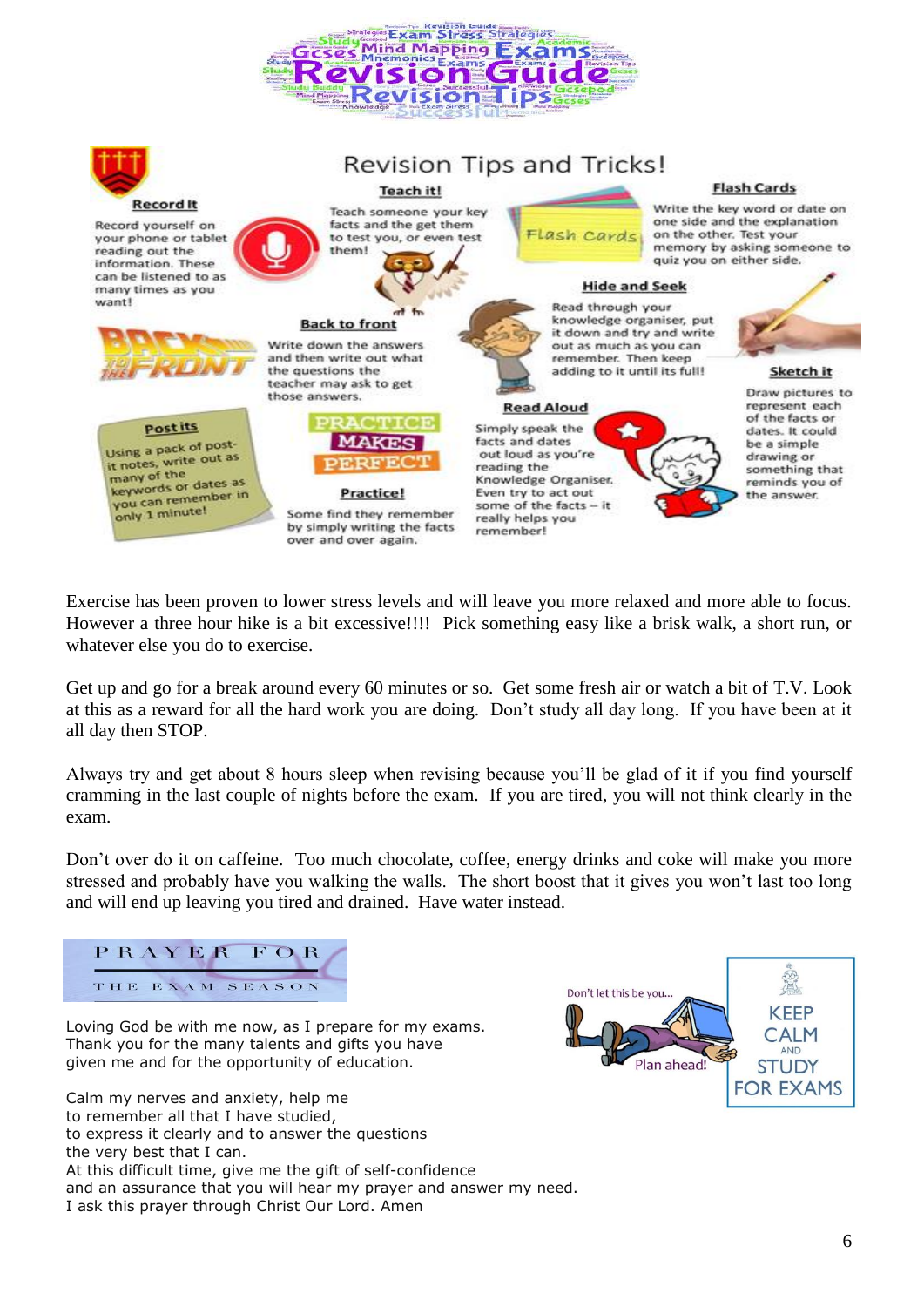# Revision Tips and Tricks!

### Record It

Record yourself on your phone or tablet reading out the information. These can be listened to as many times as you want!

### Teach it!

Teach someone your key facts and the get them to test you, or even test them!

### Flash Cards

Write the key word or date on one side and the explanation on the other. Test your memory by asking someone to quiz you on either side.

### Hide and Seek

Read through your knowledge organiser, put it down and try and write out as much as you can remember. Then keep adding to it until its full!

### Back to front

Write down the answers and then write out what the questions the teacher may ask to get those answers.

### Sketch it

Draw pictures to represent each of the facts or dates. It could be a simple drawing or something that reminds you of the answer.

### Read Aloud

Simply speak the facts and dates out loud as you're reading the Knowledge Organiser. Even try to act out some of the facts – it really helps you remember!

### Post its

Using a pack of post-it notes, write out as many of the keywords or dates as you can remember in only 1 minute!

### Practice!

PRACTICE MAKES PERFECT

Some find they remember by simply writing the facts over and over again.

Exercise has been proven to lower stress levels and will leave you more relaxed and more able to focus. However a three hour hike is a bit excessive!!!! Pick something easy like a brisk walk, a short run, or whatever else you do to exercise.

Get up and go for a break around every 60 minutes or so. Get some fresh air or watch a bit of T.V. Look at this as a reward for all the hard work you are doing. Don't study all day long. If you have been at it all day then STOP.

Always try and get about 8 hours sleep when revising because you'll be glad of it if you find yourself cramming in the last couple of nights before the exam. If you are tired, you will not think clearly in the exam.

Don't over do it on caffeine. Too much chocolate, coffee, energy drinks and coke will make you more stressed and probably have you walking the walls. The short boost that it gives you won't last too long and will end up leaving you tired and drained. Have water instead.

## PRAYER FOR THE EXAM SEASON

Loving God be with me now, as I prepare for my exams.
Thank you for the many talents and gifts you have
given me and for the opportunity of education.

Calm my nerves and anxiety, help me
to remember all that I have studied,
to express it clearly and to answer the questions
the very best that I can.
At this difficult time, give me the gift of self-confidence
and an assurance that you will hear my prayer and answer my need.
I ask this prayer through Christ Our Lord. Amen

Don't let this be you... Plan ahead!

KEEP CALM AND STUDY FOR EXAMS